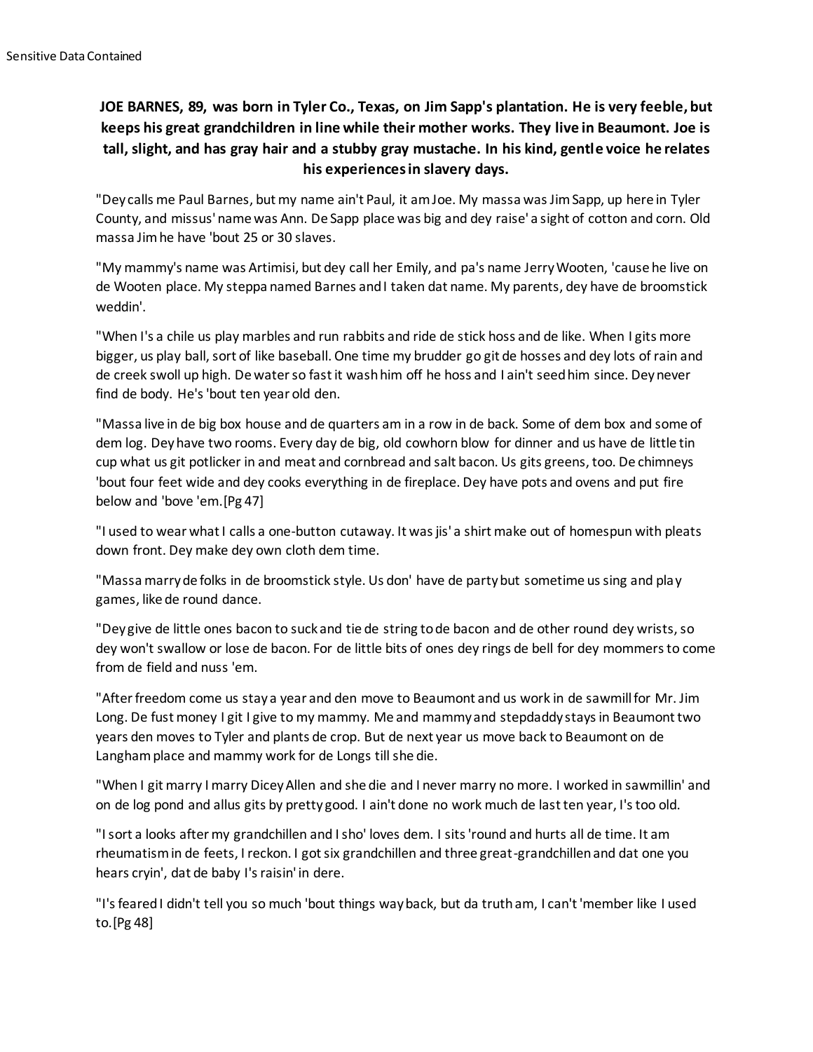Sensitive Data Contained

**JOE BARNES, 89, was born in Tyler Co., Texas, on Jim Sapp's plantation. He is very feeble, but keeps his great grandchildren in line while their mother works. They live in Beaumont. Joe is tall, slight, and has gray hair and a stubby gray mustache. In his kind, gentle voice he relates his experiences in slavery days.**

"Dey calls me Paul Barnes, but my name ain't Paul, it am Joe. My massa was Jim Sapp, up here in Tyler County, and missus' name was Ann. De Sapp place was big and dey raise' a sight of cotton and corn. Old massa Jim he have 'bout 25 or 30 slaves.

"My mammy's name was Artimisi, but dey call her Emily, and pa's name Jerry Wooten, 'cause he live on de Wooten place. My steppa named Barnes and I taken dat name. My parents, dey have de broomstick weddin'.

"When I's a chile us play marbles and run rabbits and ride de stick hoss and de like. When I gits more bigger, us play ball, sort of like baseball. One time my brudder go git de hosses and dey lots of rain and de creek swoll up high. De water so fast it wash him off he hoss and I ain't seed him since. Dey never find de body. He's 'bout ten year old den.

"Massa live in de big box house and de quarters am in a row in de back. Some of dem box and some of dem log. Dey have two rooms. Every day de big, old cowhorn blow for dinner and us have de little tin cup what us git potlicker in and meat and cornbread and salt bacon. Us gits greens, too. De chimneys 'bout four feet wide and dey cooks everything in de fireplace. Dey have pots and ovens and put fire below and 'bove 'em.[Pg 47]

"I used to wear what I calls a one-button cutaway. It was jis' a shirt make out of homespun with pleats down front. Dey make dey own cloth dem time.

"Massa marry de folks in de broomstick style. Us don' have de party but sometime us sing and play games, like de round dance.

"Dey give de little ones bacon to suck and tie de string to de bacon and de other round dey wrists, so dey won't swallow or lose de bacon. For de little bits of ones dey rings de bell for dey mommers to come from de field and nuss 'em.

"After freedom come us stay a year and den move to Beaumont and us work in de sawmill for Mr. Jim Long. De fust money I git I give to my mammy. Me and mammy and stepdaddy stays in Beaumont two years den moves to Tyler and plants de crop. But de next year us move back to Beaumont on de Langham place and mammy work for de Longs till she die.

"When I git marry I marry Dicey Allen and she die and I never marry no more. I worked in sawmillin' and on de log pond and allus gits by pretty good. I ain't done no work much de last ten year, I's too old.

"I sort a looks after my grandchillen and I sho' loves dem. I sits 'round and hurts all de time. It am rheumatism in de feets, I reckon. I got six grandchillen and three great-grandchillen and dat one you hears cryin', dat de baby I's raisin' in dere.

"I's feared I didn't tell you so much 'bout things way back, but da truth am, I can't 'member like I used to.[Pg 48]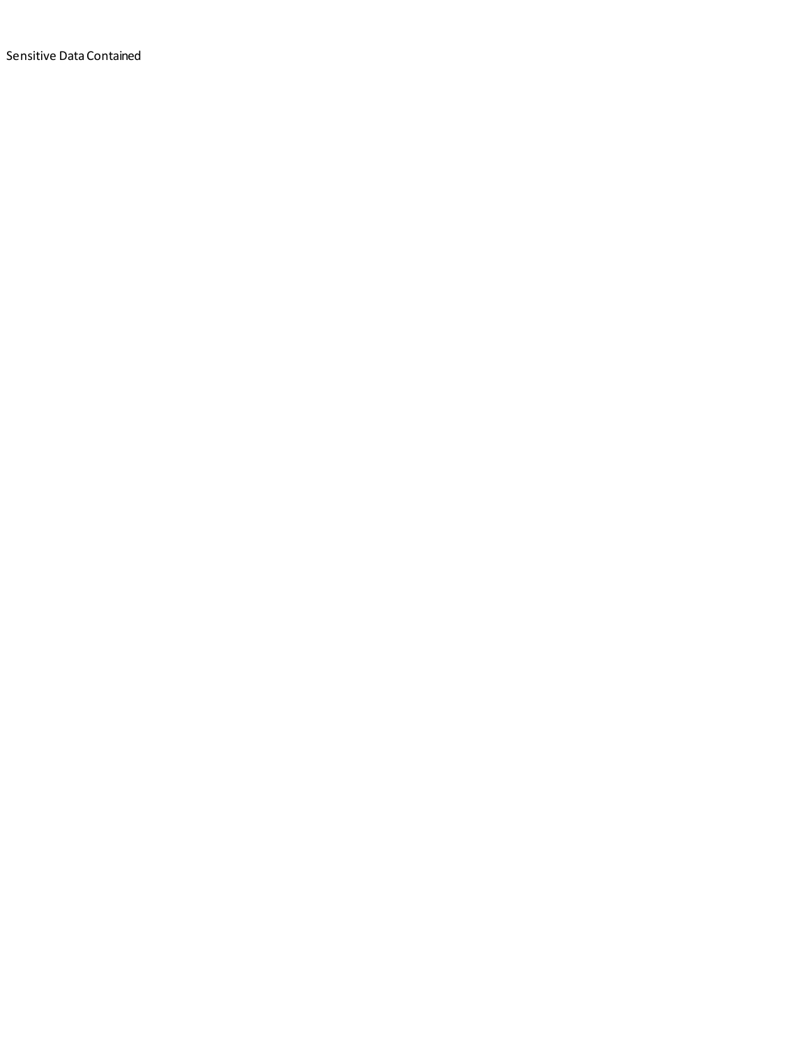Sensitive Data Contained